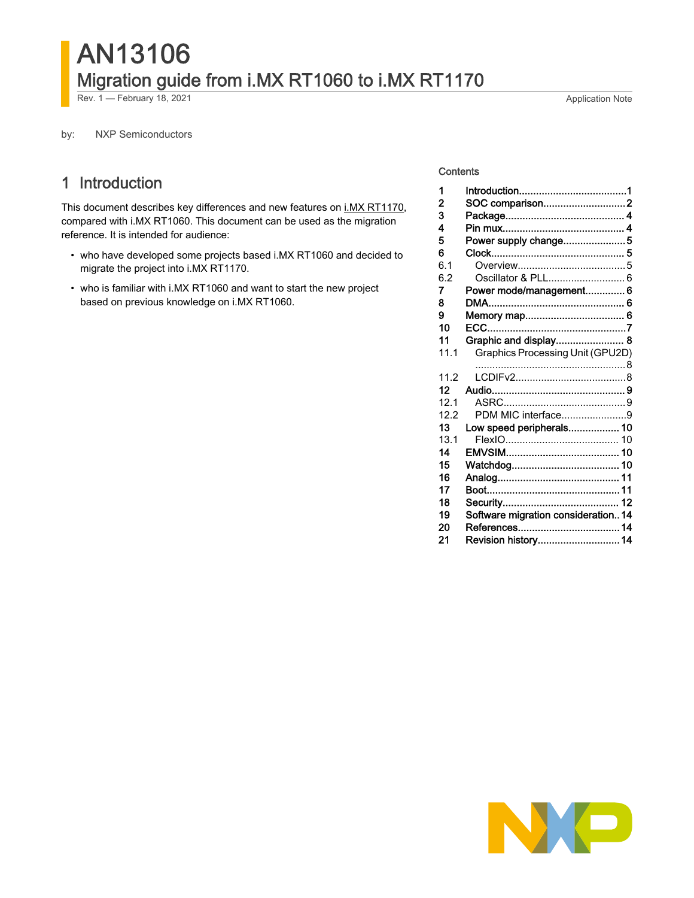# AN13106

## Migration guide from i.MX RT1060 to i.MX RT1170

Rev. 1 — February 18, 2021 Application Note

by: NXP Semiconductors

**Contents**

| | | |
|---|---|---|
| 1 | Introduction | 1 |
| 2 | SOC comparison | 2 |
| 3 | Package | 4 |
| 4 | Pin mux | 4 |
| 5 | Power supply change | 5 |
| 6 | Clock | 5 |
| 6.1 | Overview | 5 |
| 6.2 | Oscillator & PLL | 6 |
| 7 | Power mode/management | 6 |
| 8 | DMA | 6 |
| 9 | Memory map | 6 |
| 10 | ECC | 7 |
| 11 | Graphic and display | 8 |
| 11.1 | Graphics Processing Unit (GPU2D) | 8 |
| 11.2 | LCDIFv2 | 8 |
| 12 | Audio | 9 |
| 12.1 | ASRC | 9 |
| 12.2 | PDM MIC interface | 9 |
| 13 | Low speed peripherals | 10 |
| 13.1 | FlexIO | 10 |
| 14 | EMVSIM | 10 |
| 15 | Watchdog | 10 |
| 16 | Analog | 11 |
| 17 | Boot | 11 |
| 18 | Security | 12 |
| 19 | Software migration consideration | 14 |
| 20 | References | 14 |
| 21 | Revision history | 14 |

## 1 Introduction

This document describes key differences and new features on i.MX RT1170, compared with i.MX RT1060. This document can be used as the migration reference. It is intended for audience:

- who have developed some projects based i.MX RT1060 and decided to migrate the project into i.MX RT1170.
- who is familiar with i.MX RT1060 and want to start the new project based on previous knowledge on i.MX RT1060.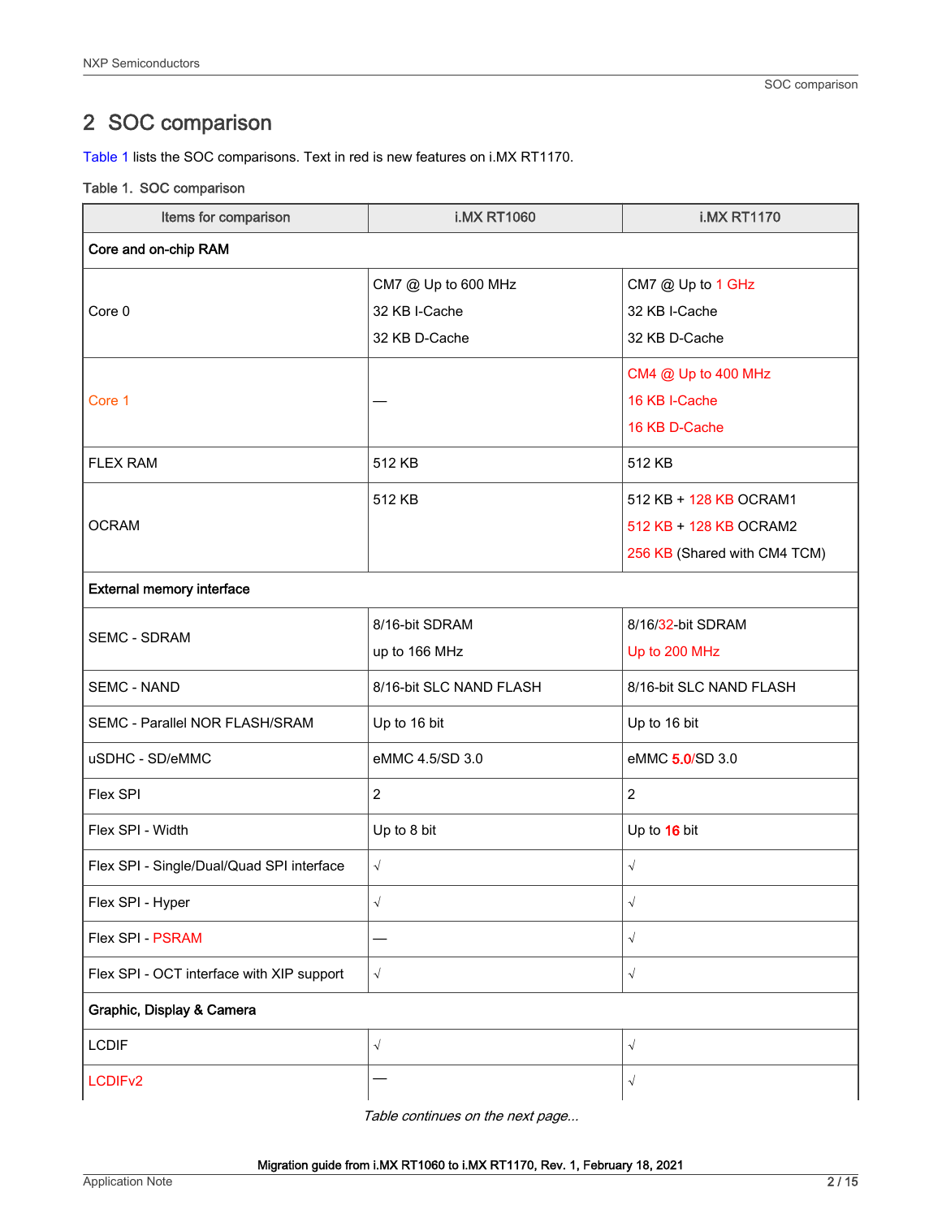## 2 SOC comparison

Table 1 lists the SOC comparisons. Text in red is new features on i.MX RT1170.

Table 1. SOC comparison

| Items for comparison | i.MX RT1060 | i.MX RT1170 |
|---|---|---|
| **Core and on-chip RAM** | | |
| Core 0 | CM7 @ Up to 600 MHz<br>32 KB I-Cache<br>32 KB D-Cache | CM7 @ Up to 1 GHz<br>32 KB I-Cache<br>32 KB D-Cache |
| Core 1 | — | CM4 @ Up to 400 MHz<br>16 KB I-Cache<br>16 KB D-Cache |
| FLEX RAM | 512 KB | 512 KB |
| OCRAM | 512 KB | 512 KB + 128 KB OCRAM1<br>512 KB + 128 KB OCRAM2<br>256 KB (Shared with CM4 TCM) |
| **External memory interface** | | |
| SEMC - SDRAM | 8/16-bit SDRAM<br>up to 166 MHz | 8/16/32-bit SDRAM<br>Up to 200 MHz |
| SEMC - NAND | 8/16-bit SLC NAND FLASH | 8/16-bit SLC NAND FLASH |
| SEMC - Parallel NOR FLASH/SRAM | Up to 16 bit | Up to 16 bit |
| uSDHC - SD/eMMC | eMMC 4.5/SD 3.0 | eMMC 5.0/SD 3.0 |
| Flex SPI | 2 | 2 |
| Flex SPI - Width | Up to 8 bit | Up to 16 bit |
| Flex SPI - Single/Dual/Quad SPI interface | √ | √ |
| Flex SPI - Hyper | √ | √ |
| Flex SPI - PSRAM | — | √ |
| Flex SPI - OCT interface with XIP support | √ | √ |
| **Graphic, Display & Camera** | | |
| LCDIF | √ | √ |
| LCDIFv2 | — | √ |

*Table continues on the next page...*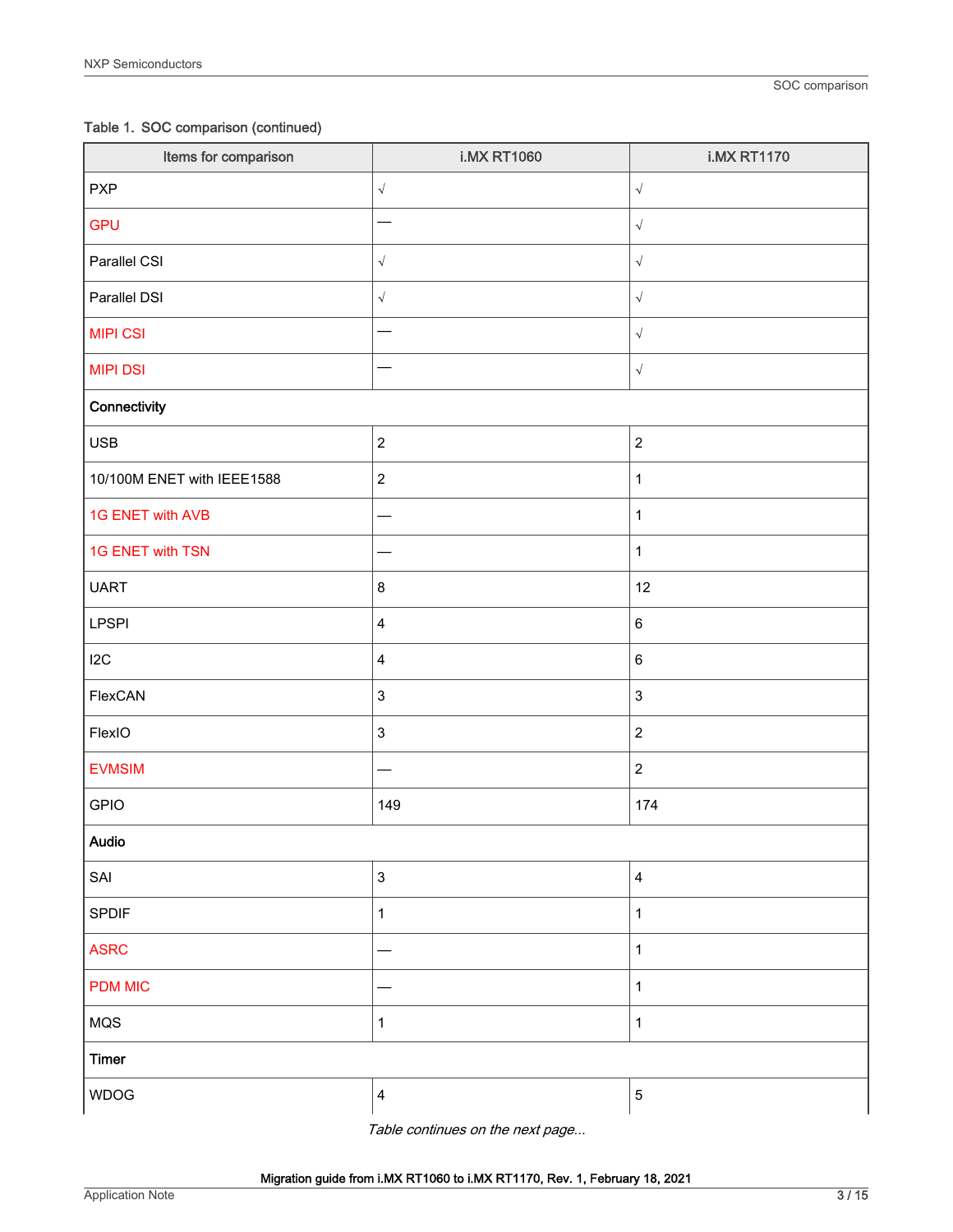Table 1. SOC comparison (continued)

| Items for comparison | i.MX RT1060 | i.MX RT1170 |
|---|---|---|
| PXP | √ | √ |
| GPU | — | √ |
| Parallel CSI | √ | √ |
| Parallel DSI | √ | √ |
| MIPI CSI | — | √ |
| MIPI DSI | — | √ |
| **Connectivity** | | |
| USB | 2 | 2 |
| 10/100M ENET with IEEE1588 | 2 | 1 |
| 1G ENET with AVB | — | 1 |
| 1G ENET with TSN | — | 1 |
| UART | 8 | 12 |
| LPSPI | 4 | 6 |
| I2C | 4 | 6 |
| FlexCAN | 3 | 3 |
| FlexIO | 3 | 2 |
| EVMSIM | — | 2 |
| GPIO | 149 | 174 |
| **Audio** | | |
| SAI | 3 | 4 |
| SPDIF | 1 | 1 |
| ASRC | — | 1 |
| PDM MIC | — | 1 |
| MQS | 1 | 1 |
| **Timer** | | |
| WDOG | 4 | 5 |

*Table continues on the next page...*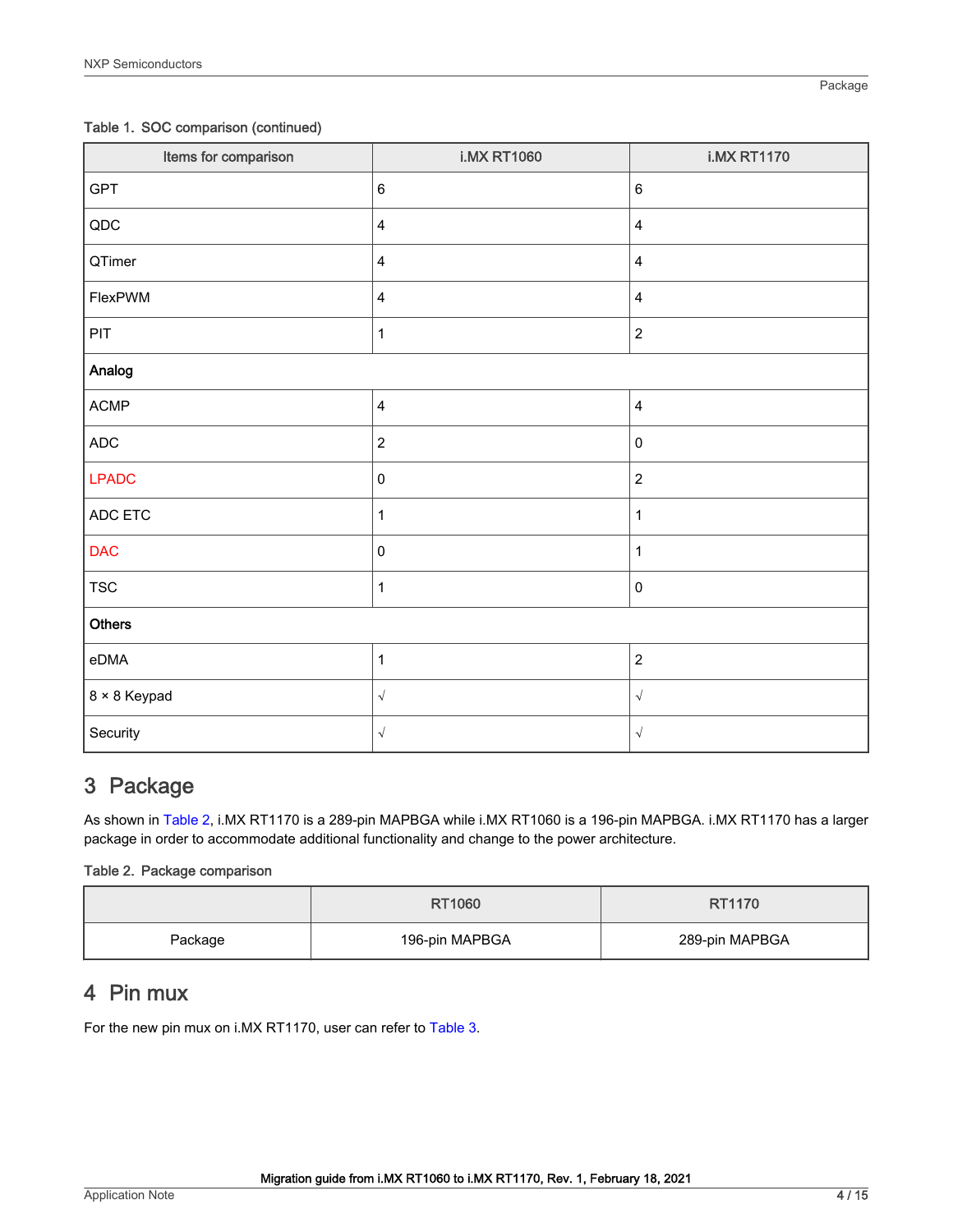Table 1. SOC comparison (continued)

| Items for comparison | i.MX RT1060 | i.MX RT1170 |
| --- | --- | --- |
| GPT | 6 | 6 |
| QDC | 4 | 4 |
| QTimer | 4 | 4 |
| FlexPWM | 4 | 4 |
| PIT | 1 | 2 |
| **Analog** | | |
| ACMP | 4 | 4 |
| ADC | 2 | 0 |
| LPADC | 0 | 2 |
| ADC ETC | 1 | 1 |
| DAC | 0 | 1 |
| TSC | 1 | 0 |
| **Others** | | |
| eDMA | 1 | 2 |
| 8 × 8 Keypad | √ | √ |
| Security | √ | √ |

## 3 Package

As shown in Table 2, i.MX RT1170 is a 289-pin MAPBGA while i.MX RT1060 is a 196-pin MAPBGA. i.MX RT1170 has a larger package in order to accommodate additional functionality and change to the power architecture.

Table 2. Package comparison

| | RT1060 | RT1170 |
| --- | --- | --- |
| Package | 196-pin MAPBGA | 289-pin MAPBGA |

## 4 Pin mux

For the new pin mux on i.MX RT1170, user can refer to Table 3.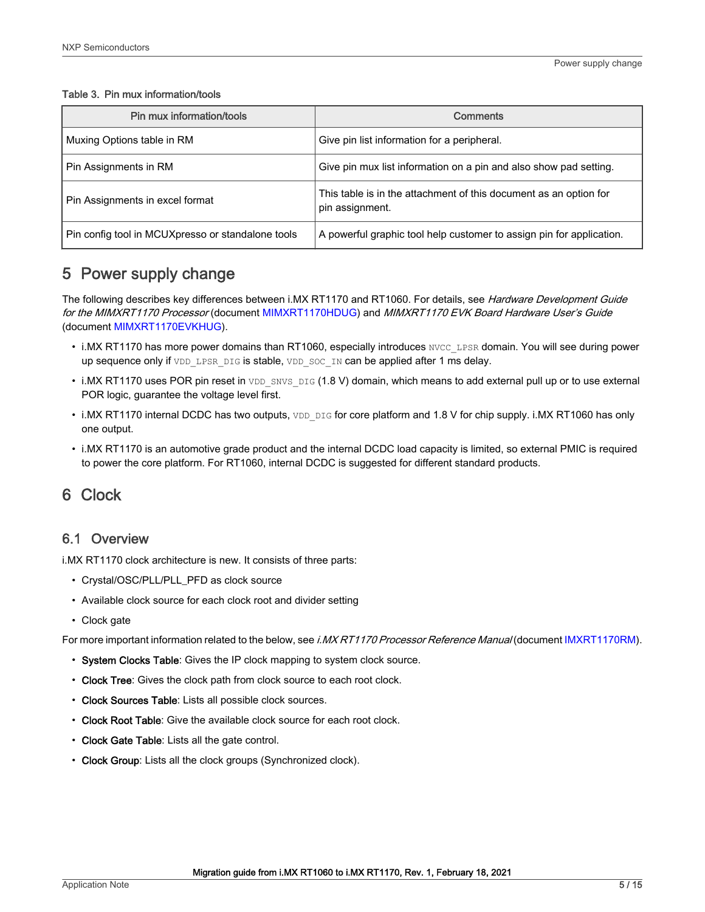Table 3. Pin mux information/tools

| Pin mux information/tools | Comments |
| --- | --- |
| Muxing Options table in RM | Give pin list information for a peripheral. |
| Pin Assignments in RM | Give pin mux list information on a pin and also show pad setting. |
| Pin Assignments in excel format | This table is in the attachment of this document as an option for pin assignment. |
| Pin config tool in MCUXpresso or standalone tools | A powerful graphic tool help customer to assign pin for application. |

# 5 Power supply change

The following describes key differences between i.MX RT1170 and RT1060. For details, see *Hardware Development Guide for the MIMXRT1170 Processor* (document MIMXRT1170HDUG) and *MIMXRT1170 EVK Board Hardware User's Guide* (document MIMXRT1170EVKHUG).

- i.MX RT1170 has more power domains than RT1060, especially introduces `NVCC_LPSR` domain. You will see during power up sequence only if `VDD_LPSR_DIG` is stable, `VDD_SOC_IN` can be applied after 1 ms delay.
- i.MX RT1170 uses POR pin reset in `VDD_SNVS_DIG` (1.8 V) domain, which means to add external pull up or to use external POR logic, guarantee the voltage level first.
- i.MX RT1170 internal DCDC has two outputs, `VDD_DIG` for core platform and 1.8 V for chip supply. i.MX RT1060 has only one output.
- i.MX RT1170 is an automotive grade product and the internal DCDC load capacity is limited, so external PMIC is required to power the core platform. For RT1060, internal DCDC is suggested for different standard products.

# 6 Clock

## 6.1 Overview

i.MX RT1170 clock architecture is new. It consists of three parts:

- Crystal/OSC/PLL/PLL_PFD as clock source
- Available clock source for each clock root and divider setting
- Clock gate

For more important information related to the below, see *i.MX RT1170 Processor Reference Manual* (document IMXRT1170RM).

- **System Clocks Table**: Gives the IP clock mapping to system clock source.
- **Clock Tree**: Gives the clock path from clock source to each root clock.
- **Clock Sources Table**: Lists all possible clock sources.
- **Clock Root Table**: Give the available clock source for each root clock.
- **Clock Gate Table**: Lists all the gate control.
- **Clock Group**: Lists all the clock groups (Synchronized clock).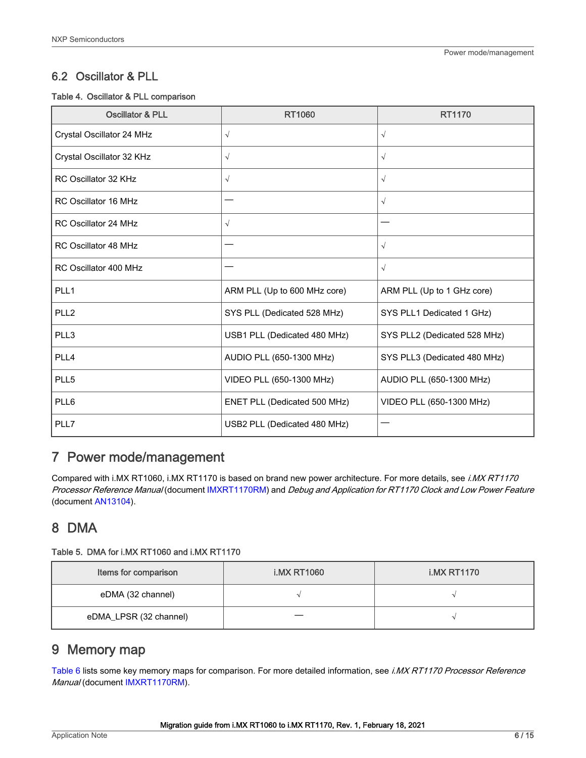## 6.2 Oscillator & PLL

Table 4. Oscillator & PLL comparison

| Oscillator & PLL | RT1060 | RT1170 |
|---|---|---|
| Crystal Oscillator 24 MHz | √ | √ |
| Crystal Oscillator 32 KHz | √ | √ |
| RC Oscillator 32 KHz | √ | √ |
| RC Oscillator 16 MHz | — | √ |
| RC Oscillator 24 MHz | √ | — |
| RC Oscillator 48 MHz | — | √ |
| RC Oscillator 400 MHz | — | √ |
| PLL1 | ARM PLL (Up to 600 MHz core) | ARM PLL (Up to 1 GHz core) |
| PLL2 | SYS PLL (Dedicated 528 MHz) | SYS PLL1 Dedicated 1 GHz) |
| PLL3 | USB1 PLL (Dedicated 480 MHz) | SYS PLL2 (Dedicated 528 MHz) |
| PLL4 | AUDIO PLL (650-1300 MHz) | SYS PLL3 (Dedicated 480 MHz) |
| PLL5 | VIDEO PLL (650-1300 MHz) | AUDIO PLL (650-1300 MHz) |
| PLL6 | ENET PLL (Dedicated 500 MHz) | VIDEO PLL (650-1300 MHz) |
| PLL7 | USB2 PLL (Dedicated 480 MHz) | — |

# 7 Power mode/management

Compared with i.MX RT1060, i.MX RT1170 is based on brand new power architecture. For more details, see *i.MX RT1170 Processor Reference Manual* (document IMXRT1170RM) and *Debug and Application for RT1170 Clock and Low Power Feature* (document AN13104).

# 8 DMA

Table 5. DMA for i.MX RT1060 and i.MX RT1170

| Items for comparison | i.MX RT1060 | i.MX RT1170 |
|---|---|---|
| eDMA (32 channel) | √ | √ |
| eDMA_LPSR (32 channel) | — | √ |

# 9 Memory map

Table 6 lists some key memory maps for comparison. For more detailed information, see *i.MX RT1170 Processor Reference Manual* (document IMXRT1170RM).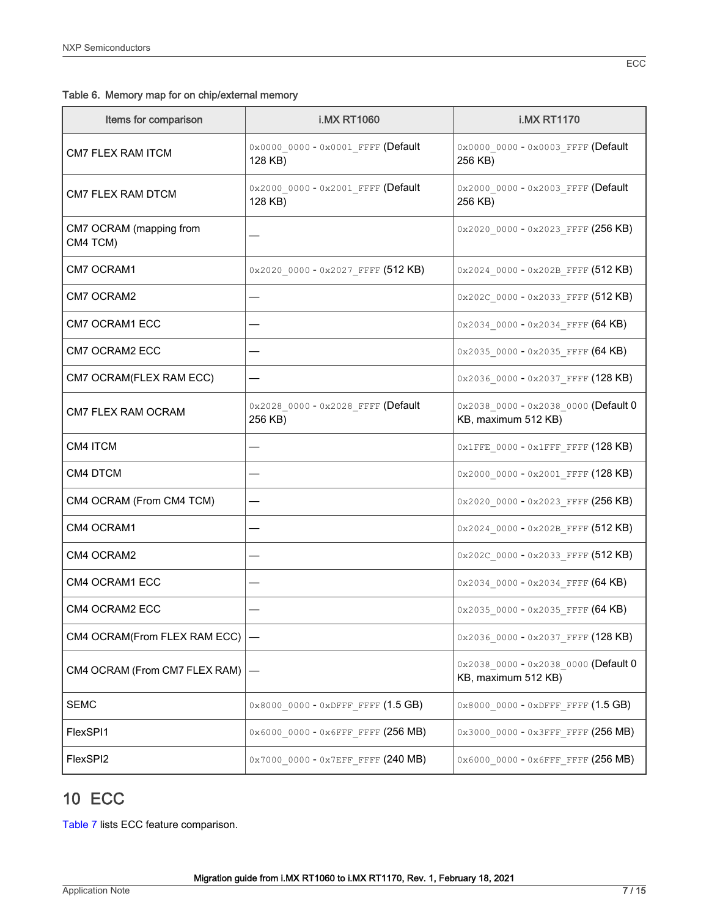Table 6. Memory map for on chip/external memory

| Items for comparison | i.MX RT1060 | i.MX RT1170 |
|---|---|---|
| CM7 FLEX RAM ITCM | 0x0000_0000 - 0x0001_FFFF (Default 128 KB) | 0x0000_0000 - 0x0003_FFFF (Default 256 KB) |
| CM7 FLEX RAM DTCM | 0x2000_0000 - 0x2001_FFFF (Default 128 KB) | 0x2000_0000 - 0x2003_FFFF (Default 256 KB) |
| CM7 OCRAM (mapping from CM4 TCM) | — | 0x2020_0000 - 0x2023_FFFF (256 KB) |
| CM7 OCRAM1 | 0x2020_0000 - 0x2027_FFFF (512 KB) | 0x2024_0000 - 0x202B_FFFF (512 KB) |
| CM7 OCRAM2 | — | 0x202C_0000 - 0x2033_FFFF (512 KB) |
| CM7 OCRAM1 ECC | — | 0x2034_0000 - 0x2034_FFFF (64 KB) |
| CM7 OCRAM2 ECC | — | 0x2035_0000 - 0x2035_FFFF (64 KB) |
| CM7 OCRAM(FLEX RAM ECC) | — | 0x2036_0000 - 0x2037_FFFF (128 KB) |
| CM7 FLEX RAM OCRAM | 0x2028_0000 - 0x2028_FFFF (Default 256 KB) | 0x2038_0000 - 0x2038_0000 (Default 0 KB, maximum 512 KB) |
| CM4 ITCM | — | 0x1FFE_0000 - 0x1FFF_FFFF (128 KB) |
| CM4 DTCM | — | 0x2000_0000 - 0x2001_FFFF (128 KB) |
| CM4 OCRAM (From CM4 TCM) | — | 0x2020_0000 - 0x2023_FFFF (256 KB) |
| CM4 OCRAM1 | — | 0x2024_0000 - 0x202B_FFFF (512 KB) |
| CM4 OCRAM2 | — | 0x202C_0000 - 0x2033_FFFF (512 KB) |
| CM4 OCRAM1 ECC | — | 0x2034_0000 - 0x2034_FFFF (64 KB) |
| CM4 OCRAM2 ECC | — | 0x2035_0000 - 0x2035_FFFF (64 KB) |
| CM4 OCRAM(From FLEX RAM ECC) | — | 0x2036_0000 - 0x2037_FFFF (128 KB) |
| CM4 OCRAM (From CM7 FLEX RAM) | — | 0x2038_0000 - 0x2038_0000 (Default 0 KB, maximum 512 KB) |
| SEMC | 0x8000_0000 - 0xDFFF_FFFF (1.5 GB) | 0x8000_0000 - 0xDFFF_FFFF (1.5 GB) |
| FlexSPI1 | 0x6000_0000 - 0x6FFF_FFFF (256 MB) | 0x3000_0000 - 0x3FFF_FFFF (256 MB) |
| FlexSPI2 | 0x7000_0000 - 0x7EFF_FFFF (240 MB) | 0x6000_0000 - 0x6FFF_FFFF (256 MB) |

# 10 ECC

Table 7 lists ECC feature comparison.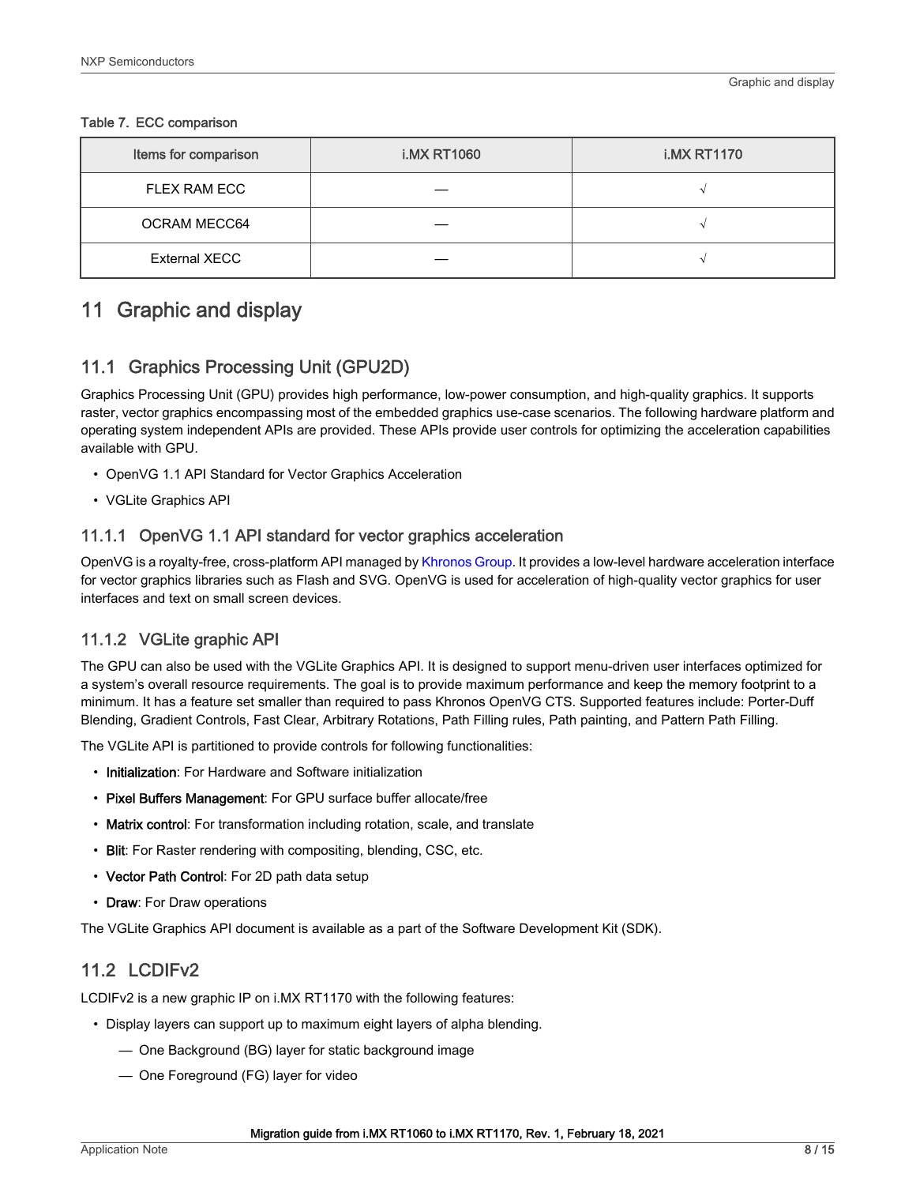Table 7. ECC comparison

| Items for comparison | i.MX RT1060 | i.MX RT1170 |
| --- | --- | --- |
| FLEX RAM ECC | — | √ |
| OCRAM MECC64 | — | √ |
| External XECC | — | √ |

# 11 Graphic and display

## 11.1 Graphics Processing Unit (GPU2D)

Graphics Processing Unit (GPU) provides high performance, low-power consumption, and high-quality graphics. It supports raster, vector graphics encompassing most of the embedded graphics use-case scenarios. The following hardware platform and operating system independent APIs are provided. These APIs provide user controls for optimizing the acceleration capabilities available with GPU.

- OpenVG 1.1 API Standard for Vector Graphics Acceleration
- VGLite Graphics API

### 11.1.1 OpenVG 1.1 API standard for vector graphics acceleration

OpenVG is a royalty-free, cross-platform API managed by Khronos Group. It provides a low-level hardware acceleration interface for vector graphics libraries such as Flash and SVG. OpenVG is used for acceleration of high-quality vector graphics for user interfaces and text on small screen devices.

### 11.1.2 VGLite graphic API

The GPU can also be used with the VGLite Graphics API. It is designed to support menu-driven user interfaces optimized for a system's overall resource requirements. The goal is to provide maximum performance and keep the memory footprint to a minimum. It has a feature set smaller than required to pass Khronos OpenVG CTS. Supported features include: Porter-Duff Blending, Gradient Controls, Fast Clear, Arbitrary Rotations, Path Filling rules, Path painting, and Pattern Path Filling.

The VGLite API is partitioned to provide controls for following functionalities:

- **Initialization**: For Hardware and Software initialization
- **Pixel Buffers Management**: For GPU surface buffer allocate/free
- **Matrix control**: For transformation including rotation, scale, and translate
- **Blit**: For Raster rendering with compositing, blending, CSC, etc.
- **Vector Path Control**: For 2D path data setup
- **Draw**: For Draw operations

The VGLite Graphics API document is available as a part of the Software Development Kit (SDK).

## 11.2 LCDIFv2

LCDIFv2 is a new graphic IP on i.MX RT1170 with the following features:

- Display layers can support up to maximum eight layers of alpha blending.
  - One Background (BG) layer for static background image
  - One Foreground (FG) layer for video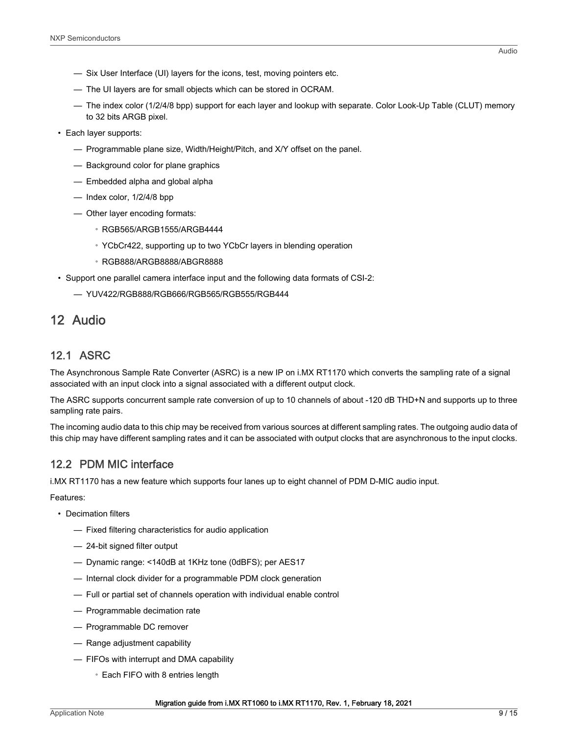- Six User Interface (UI) layers for the icons, test, moving pointers etc.
  - The UI layers are for small objects which can be stored in OCRAM.
  - The index color (1/2/4/8 bpp) support for each layer and lookup with separate. Color Look-Up Table (CLUT) memory to 32 bits ARGB pixel.
- Each layer supports:
  - Programmable plane size, Width/Height/Pitch, and X/Y offset on the panel.
  - Background color for plane graphics
  - Embedded alpha and global alpha
  - Index color, 1/2/4/8 bpp
  - Other layer encoding formats:
    - RGB565/ARGB1555/ARGB4444
    - YCbCr422, supporting up to two YCbCr layers in blending operation
    - RGB888/ARGB8888/ABGR8888
- Support one parallel camera interface input and the following data formats of CSI-2:
  - YUV422/RGB888/RGB666/RGB565/RGB555/RGB444

# 12 Audio

## 12.1 ASRC

The Asynchronous Sample Rate Converter (ASRC) is a new IP on i.MX RT1170 which converts the sampling rate of a signal associated with an input clock into a signal associated with a different output clock.

The ASRC supports concurrent sample rate conversion of up to 10 channels of about -120 dB THD+N and supports up to three sampling rate pairs.

The incoming audio data to this chip may be received from various sources at different sampling rates. The outgoing audio data of this chip may have different sampling rates and it can be associated with output clocks that are asynchronous to the input clocks.

## 12.2 PDM MIC interface

i.MX RT1170 has a new feature which supports four lanes up to eight channel of PDM D-MIC audio input.

Features:

- Decimation filters
  - Fixed filtering characteristics for audio application
  - 24-bit signed filter output
  - Dynamic range: <140dB at 1KHz tone (0dBFS); per AES17
  - Internal clock divider for a programmable PDM clock generation
  - Full or partial set of channels operation with individual enable control
  - Programmable decimation rate
  - Programmable DC remover
  - Range adjustment capability
  - FIFOs with interrupt and DMA capability
    - Each FIFO with 8 entries length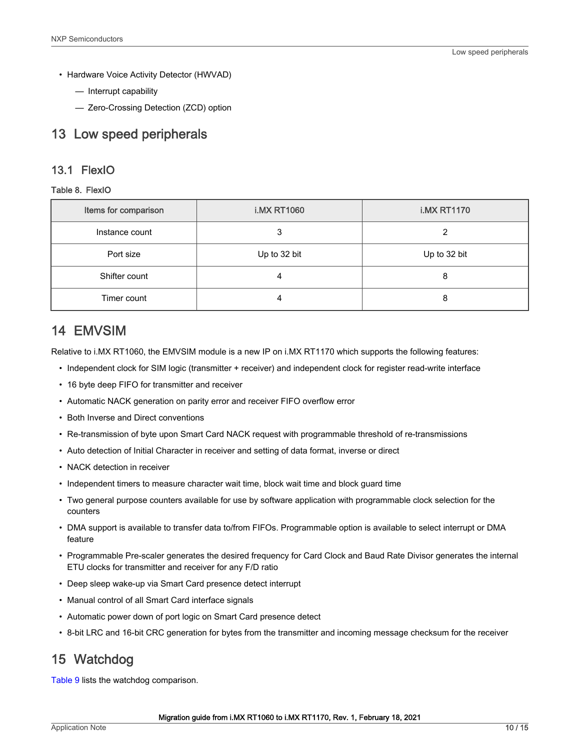- Hardware Voice Activity Detector (HWVAD)
  - Interrupt capability
  - Zero-Crossing Detection (ZCD) option

# 13 Low speed peripherals

## 13.1 FlexIO

Table 8. FlexIO

| Items for comparison | i.MX RT1060 | i.MX RT1170 |
|---|---|---|
| Instance count | 3 | 2 |
| Port size | Up to 32 bit | Up to 32 bit |
| Shifter count | 4 | 8 |
| Timer count | 4 | 8 |

# 14 EMVSIM

Relative to i.MX RT1060, the EMVSIM module is a new IP on i.MX RT1170 which supports the following features:

- Independent clock for SIM logic (transmitter + receiver) and independent clock for register read-write interface
- 16 byte deep FIFO for transmitter and receiver
- Automatic NACK generation on parity error and receiver FIFO overflow error
- Both Inverse and Direct conventions
- Re-transmission of byte upon Smart Card NACK request with programmable threshold of re-transmissions
- Auto detection of Initial Character in receiver and setting of data format, inverse or direct
- NACK detection in receiver
- Independent timers to measure character wait time, block wait time and block guard time
- Two general purpose counters available for use by software application with programmable clock selection for the counters
- DMA support is available to transfer data to/from FIFOs. Programmable option is available to select interrupt or DMA feature
- Programmable Pre-scaler generates the desired frequency for Card Clock and Baud Rate Divisor generates the internal ETU clocks for transmitter and receiver for any F/D ratio
- Deep sleep wake-up via Smart Card presence detect interrupt
- Manual control of all Smart Card interface signals
- Automatic power down of port logic on Smart Card presence detect
- 8-bit LRC and 16-bit CRC generation for bytes from the transmitter and incoming message checksum for the receiver

# 15 Watchdog

Table 9 lists the watchdog comparison.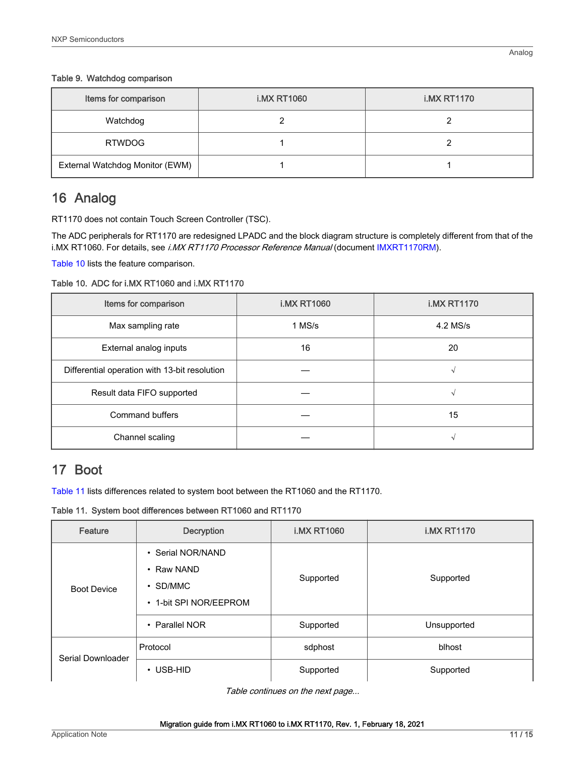Table 9. Watchdog comparison

| Items for comparison | i.MX RT1060 | i.MX RT1170 |
|---|---|---|
| Watchdog | 2 | 2 |
| RTWDOG | 1 | 2 |
| External Watchdog Monitor (EWM) | 1 | 1 |

## 16 Analog

RT1170 does not contain Touch Screen Controller (TSC).

The ADC peripherals for RT1170 are redesigned LPADC and the block diagram structure is completely different from that of the i.MX RT1060. For details, see *i.MX RT1170 Processor Reference Manual* (document IMXRT1170RM).

Table 10 lists the feature comparison.

Table 10. ADC for i.MX RT1060 and i.MX RT1170

| Items for comparison | i.MX RT1060 | i.MX RT1170 |
|---|---|---|
| Max sampling rate | 1 MS/s | 4.2 MS/s |
| External analog inputs | 16 | 20 |
| Differential operation with 13-bit resolution | — | √ |
| Result data FIFO supported | — | √ |
| Command buffers | — | 15 |
| Channel scaling | — | √ |

## 17 Boot

Table 11 lists differences related to system boot between the RT1060 and the RT1170.

Table 11. System boot differences between RT1060 and RT1170

| Feature | Decryption | i.MX RT1060 | i.MX RT1170 |
|---|---|---|---|
| Boot Device | • Serial NOR/NAND<br>• Raw NAND<br>• SD/MMC<br>• 1-bit SPI NOR/EEPROM | Supported | Supported |
| | • Parallel NOR | Supported | Unsupported |
| Serial Downloader | Protocol | sdphost | blhost |
| | • USB-HID | Supported | Supported |

*Table continues on the next page...*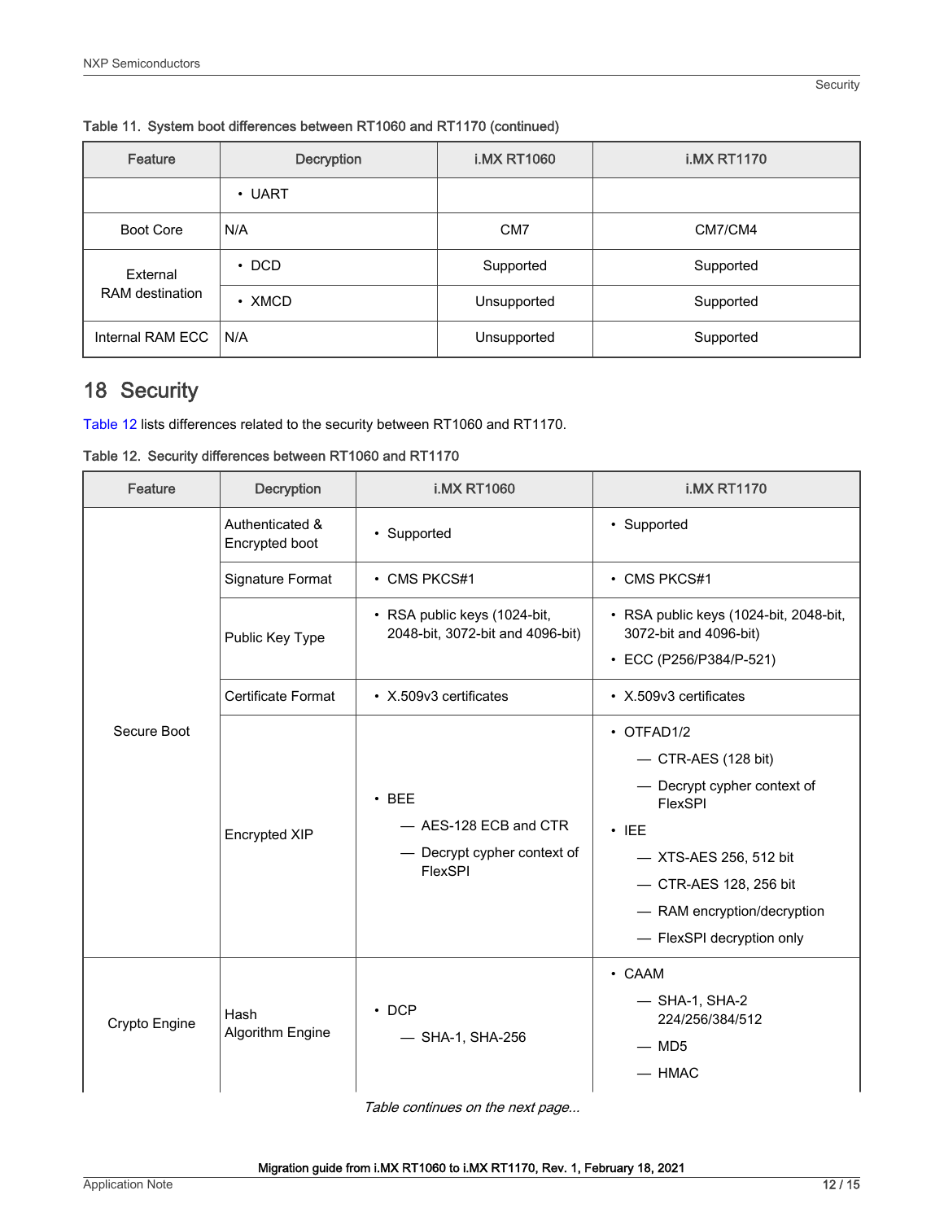Table 11. System boot differences between RT1060 and RT1170 (continued)

| Feature | Decryption | i.MX RT1060 | i.MX RT1170 |
|---|---|---|---|
| | • UART | | |
| Boot Core | N/A | CM7 | CM7/CM4 |
| External RAM destination | • DCD | Supported | Supported |
| | • XMCD | Unsupported | Supported |
| Internal RAM ECC | N/A | Unsupported | Supported |

# 18 Security

Table 12 lists differences related to the security between RT1060 and RT1170.

Table 12. Security differences between RT1060 and RT1170

| Feature | Decryption | i.MX RT1060 | i.MX RT1170 |
|---|---|---|---|
| Secure Boot | Authenticated & Encrypted boot | • Supported | • Supported |
| | Signature Format | • CMS PKCS#1 | • CMS PKCS#1 |
| | Public Key Type | • RSA public keys (1024-bit, 2048-bit, 3072-bit and 4096-bit) | • RSA public keys (1024-bit, 2048-bit, 3072-bit and 4096-bit)<br>• ECC (P256/P384/P-521) |
| | Certificate Format | • X.509v3 certificates | • X.509v3 certificates |
| | Encrypted XIP | • BEE<br>— AES-128 ECB and CTR<br>— Decrypt cypher context of FlexSPI | • OTFAD1/2<br>— CTR-AES (128 bit)<br>— Decrypt cypher context of FlexSPI<br>• IEE<br>— XTS-AES 256, 512 bit<br>— CTR-AES 128, 256 bit<br>— RAM encryption/decryption<br>— FlexSPI decryption only |
| Crypto Engine | Hash Algorithm Engine | • DCP<br>— SHA-1, SHA-256 | • CAAM<br>— SHA-1, SHA-2 224/256/384/512<br>— MD5<br>— HMAC |

*Table continues on the next page...*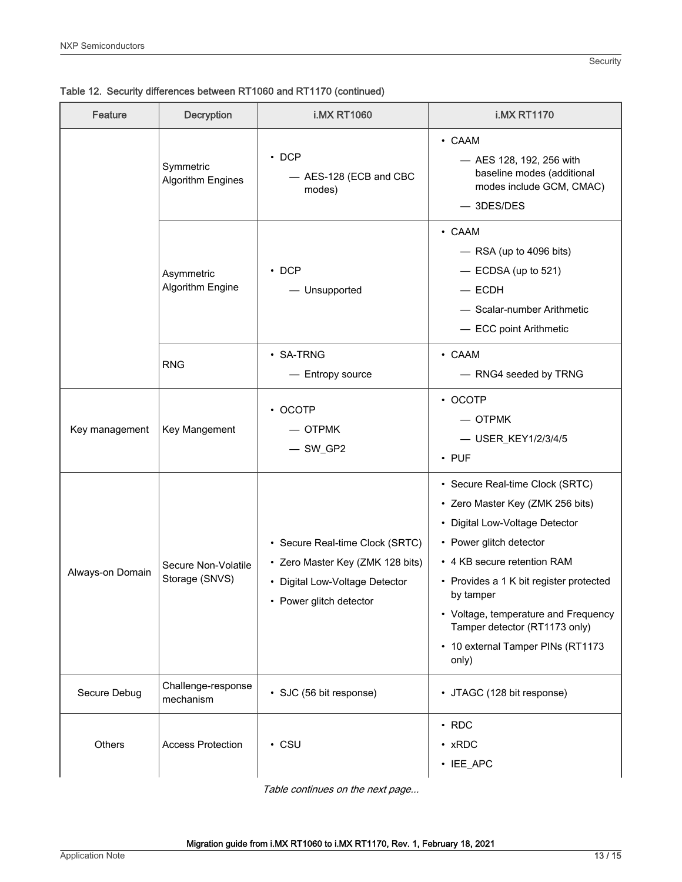Table 12. Security differences between RT1060 and RT1170 (continued)

| Feature | Decryption | i.MX RT1060 | i.MX RT1170 |
| --- | --- | --- | --- |
| | Symmetric Algorithm Engines | • DCP<br>— AES-128 (ECB and CBC modes) | • CAAM<br>— AES 128, 192, 256 with baseline modes (additional modes include GCM, CMAC)<br>— 3DES/DES |
| | Asymmetric Algorithm Engine | • DCP<br>— Unsupported | • CAAM<br>— RSA (up to 4096 bits)<br>— ECDSA (up to 521)<br>— ECDH<br>— Scalar-number Arithmetic<br>— ECC point Arithmetic |
| | RNG | • SA-TRNG<br>— Entropy source | • CAAM<br>— RNG4 seeded by TRNG |
| Key management | Key Mangement | • OCOTP<br>— OTPMK<br>— SW_GP2 | • OCOTP<br>— OTPMK<br>— USER_KEY1/2/3/4/5<br>• PUF |
| Always-on Domain | Secure Non-Volatile Storage (SNVS) | • Secure Real-time Clock (SRTC)<br>• Zero Master Key (ZMK 128 bits)<br>• Digital Low-Voltage Detector<br>• Power glitch detector | • Secure Real-time Clock (SRTC)<br>• Zero Master Key (ZMK 256 bits)<br>• Digital Low-Voltage Detector<br>• Power glitch detector<br>• 4 KB secure retention RAM<br>• Provides a 1 K bit register protected by tamper<br>• Voltage, temperature and Frequency Tamper detector (RT1173 only)<br>• 10 external Tamper PINs (RT1173 only) |
| Secure Debug | Challenge-response mechanism | • SJC (56 bit response) | • JTAGC (128 bit response) |
| Others | Access Protection | • CSU | • RDC<br>• xRDC<br>• IEE_APC |

*Table continues on the next page...*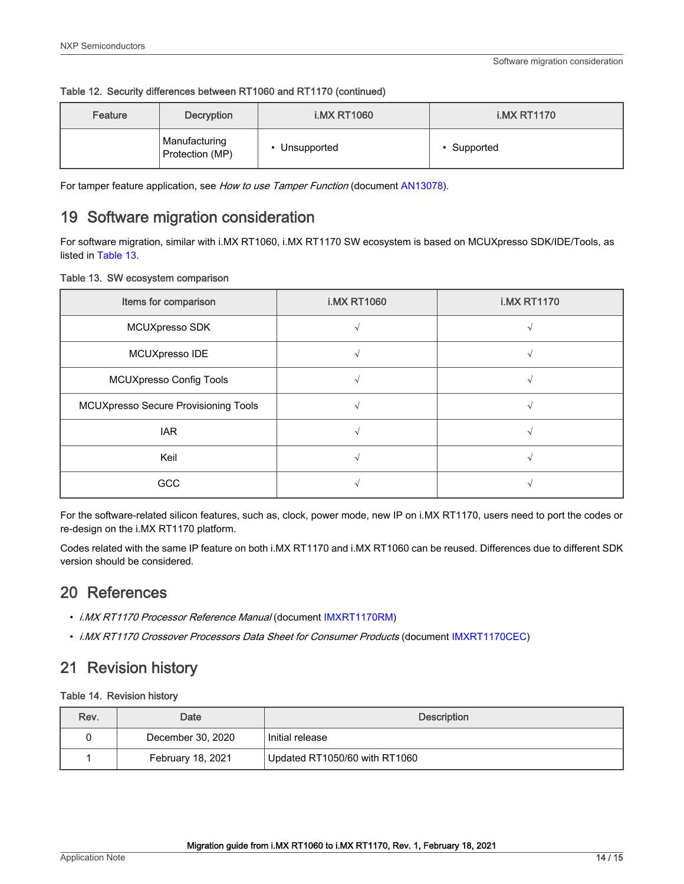Table 12. Security differences between RT1060 and RT1170 (continued)

| Feature | Decryption | i.MX RT1060 | i.MX RT1170 |
|---|---|---|---|
| | Manufacturing Protection (MP) | • Unsupported | • Supported |

For tamper feature application, see *How to use Tamper Function* (document AN13078).

## 19 Software migration consideration

For software migration, similar with i.MX RT1060, i.MX RT1170 SW ecosystem is based on MCUXpresso SDK/IDE/Tools, as listed in Table 13.

Table 13. SW ecosystem comparison

| Items for comparison | i.MX RT1060 | i.MX RT1170 |
|---|---|---|
| MCUXpresso SDK | √ | √ |
| MCUXpresso IDE | √ | √ |
| MCUXpresso Config Tools | √ | √ |
| MCUXpresso Secure Provisioning Tools | √ | √ |
| IAR | √ | √ |
| Keil | √ | √ |
| GCC | √ | √ |

For the software-related silicon features, such as, clock, power mode, new IP on i.MX RT1170, users need to port the codes or re-design on the i.MX RT1170 platform.

Codes related with the same IP feature on both i.MX RT1170 and i.MX RT1060 can be reused. Differences due to different SDK version should be considered.

## 20 References

- *i.MX RT1170 Processor Reference Manual* (document IMXRT1170RM)
- *i.MX RT1170 Crossover Processors Data Sheet for Consumer Products* (document IMXRT1170CEC)

## 21 Revision history

Table 14. Revision history

| Rev. | Date | Description |
|---|---|---|
| 0 | December 30, 2020 | Initial release |
| 1 | February 18, 2021 | Updated RT1050/60 with RT1060 |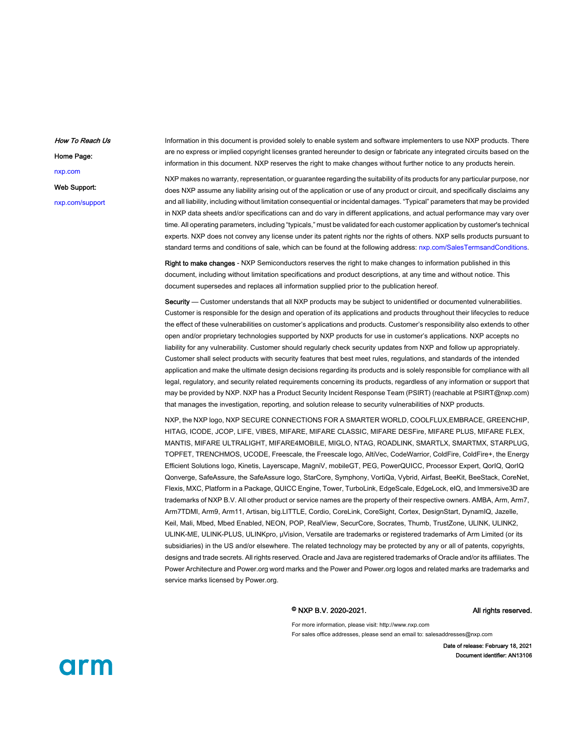*How To Reach Us*

**Home Page:**

nxp.com

**Web Support:**

nxp.com/support

Information in this document is provided solely to enable system and software implementers to use NXP products. There are no express or implied copyright licenses granted hereunder to design or fabricate any integrated circuits based on the information in this document. NXP reserves the right to make changes without further notice to any products herein.

NXP makes no warranty, representation, or guarantee regarding the suitability of its products for any particular purpose, nor does NXP assume any liability arising out of the application or use of any product or circuit, and specifically disclaims any and all liability, including without limitation consequential or incidental damages. "Typical" parameters that may be provided in NXP data sheets and/or specifications can and do vary in different applications, and actual performance may vary over time. All operating parameters, including "typicals," must be validated for each customer application by customer's technical experts. NXP does not convey any license under its patent rights nor the rights of others. NXP sells products pursuant to standard terms and conditions of sale, which can be found at the following address: nxp.com/SalesTermsandConditions.

**Right to make changes** - NXP Semiconductors reserves the right to make changes to information published in this document, including without limitation specifications and product descriptions, at any time and without notice. This document supersedes and replaces all information supplied prior to the publication hereof.

**Security** — Customer understands that all NXP products may be subject to unidentified or documented vulnerabilities. Customer is responsible for the design and operation of its applications and products throughout their lifecycles to reduce the effect of these vulnerabilities on customer's applications and products. Customer's responsibility also extends to other open and/or proprietary technologies supported by NXP products for use in customer's applications. NXP accepts no liability for any vulnerability. Customer should regularly check security updates from NXP and follow up appropriately. Customer shall select products with security features that best meet rules, regulations, and standards of the intended application and make the ultimate design decisions regarding its products and is solely responsible for compliance with all legal, regulatory, and security related requirements concerning its products, regardless of any information or support that may be provided by NXP. NXP has a Product Security Incident Response Team (PSIRT) (reachable at PSIRT@nxp.com) that manages the investigation, reporting, and solution release to security vulnerabilities of NXP products.

NXP, the NXP logo, NXP SECURE CONNECTIONS FOR A SMARTER WORLD, COOLFLUX,EMBRACE, GREENCHIP, HITAG, ICODE, JCOP, LIFE, VIBES, MIFARE, MIFARE CLASSIC, MIFARE DESFire, MIFARE PLUS, MIFARE FLEX, MANTIS, MIFARE ULTRALIGHT, MIFARE4MOBILE, MIGLO, NTAG, ROADLINK, SMARTLX, SMARTMX, STARPLUG, TOPFET, TRENCHMOS, UCODE, Freescale, the Freescale logo, AltiVec, CodeWarrior, ColdFire, ColdFire+, the Energy Efficient Solutions logo, Kinetis, Layerscape, MagniV, mobileGT, PEG, PowerQUICC, Processor Expert, QorIQ, QorIQ Qonverge, SafeAssure, the SafeAssure logo, StarCore, Symphony, VortiQa, Vybrid, Airfast, BeeKit, BeeStack, CoreNet, Flexis, MXC, Platform in a Package, QUICC Engine, Tower, TurboLink, EdgeScale, EdgeLock, eIQ, and Immersive3D are trademarks of NXP B.V. All other product or service names are the property of their respective owners. AMBA, Arm, Arm7, Arm7TDMI, Arm9, Arm11, Artisan, big.LITTLE, Cordio, CoreLink, CoreSight, Cortex, DesignStart, DynamIQ, Jazelle, Keil, Mali, Mbed, Mbed Enabled, NEON, POP, RealView, SecurCore, Socrates, Thumb, TrustZone, ULINK, ULINK2, ULINK-ME, ULINK-PLUS, ULINKpro, µVision, Versatile are trademarks or registered trademarks of Arm Limited (or its subsidiaries) in the US and/or elsewhere. The related technology may be protected by any or all of patents, copyrights, designs and trade secrets. All rights reserved. Oracle and Java are registered trademarks of Oracle and/or its affiliates. The Power Architecture and Power.org word marks and the Power and Power.org logos and related marks are trademarks and service marks licensed by Power.org.

**© NXP B.V. 2020-2021. All rights reserved.**

For more information, please visit: http://www.nxp.com

For sales office addresses, please send an email to: salesaddresses@nxp.com

**Date of release: February 18, 2021**

**Document identifier: AN13106**

arm